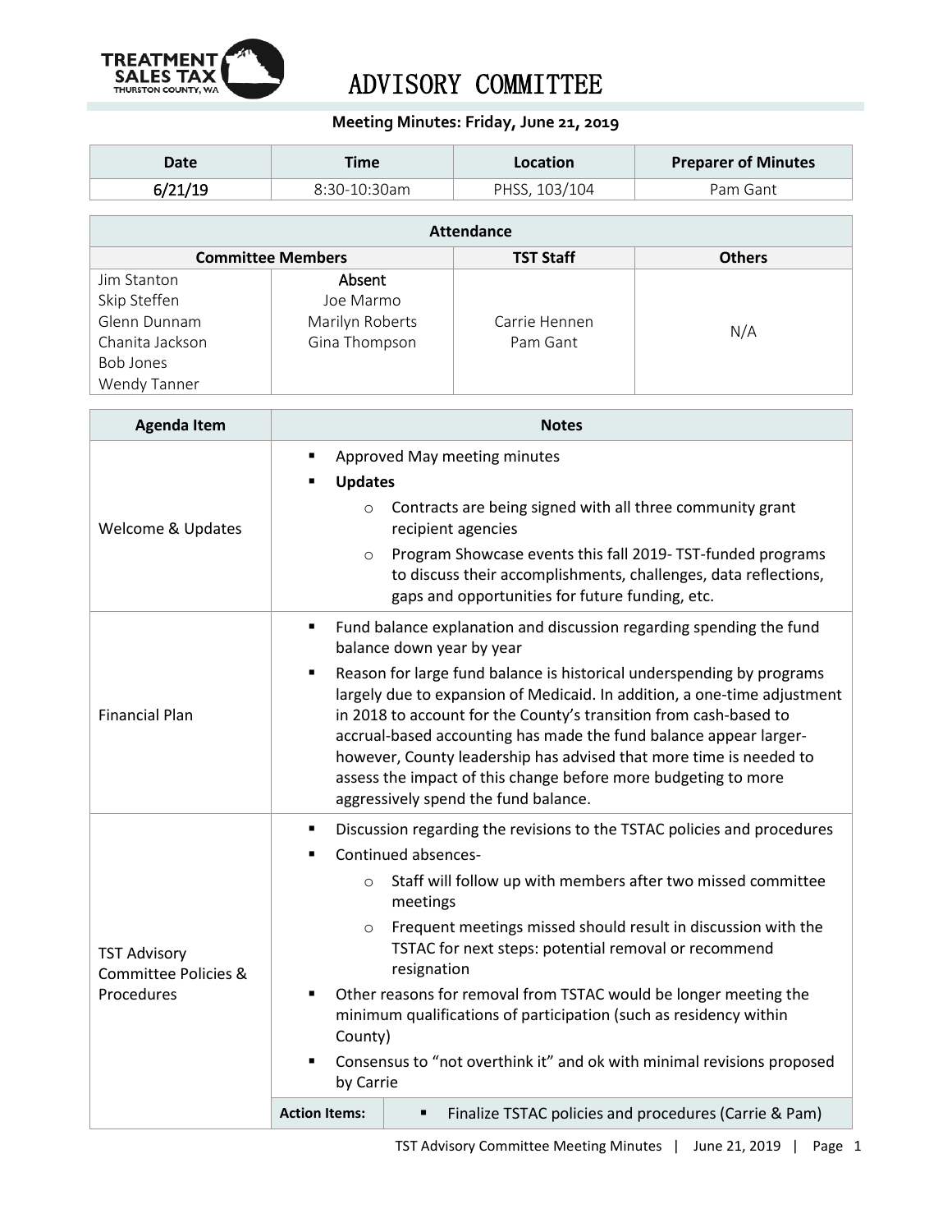# ADVISORY COMMITTEE

**Meeting Minutes: Friday, June 21, 2019**

| Date | Time | Location | Preparer of Minutes |
|---|---|---|---|
| 6/21/19 | 8:30-10:30am | PHSS, 103/104 | Pam Gant |

| Attendance | | | |
|---|---|---|---|
| **Committee Members** | | **TST Staff** | **Others** |
| Jim Stanton<br>Skip Steffen<br>Glenn Dunnam<br>Chanita Jackson<br>Bob Jones<br>Wendy Tanner | **Absent**<br>Joe Marmo<br>Marilyn Roberts<br>Gina Thompson | Carrie Hennen<br>Pam Gant | N/A |

| Agenda Item | Notes |
|---|---|
| Welcome & Updates | ▪ Approved May meeting minutes<br>▪ **Updates**<br>&nbsp;&nbsp;o Contracts are being signed with all three community grant recipient agencies<br>&nbsp;&nbsp;o Program Showcase events this fall 2019- TST-funded programs to discuss their accomplishments, challenges, data reflections, gaps and opportunities for future funding, etc. |
| Financial Plan | ▪ Fund balance explanation and discussion regarding spending the fund balance down year by year<br>▪ Reason for large fund balance is historical underspending by programs largely due to expansion of Medicaid. In addition, a one-time adjustment in 2018 to account for the County's transition from cash-based to accrual-based accounting has made the fund balance appear larger- however, County leadership has advised that more time is needed to assess the impact of this change before more budgeting to more aggressively spend the fund balance. |
| TST Advisory Committee Policies & Procedures | ▪ Discussion regarding the revisions to the TSTAC policies and procedures<br>▪ Continued absences-<br>&nbsp;&nbsp;o Staff will follow up with members after two missed committee meetings<br>&nbsp;&nbsp;o Frequent meetings missed should result in discussion with the TSTAC for next steps: potential removal or recommend resignation<br>▪ Other reasons for removal from TSTAC would be longer meeting the minimum qualifications of participation (such as residency within County)<br>▪ Consensus to "not overthink it" and ok with minimal revisions proposed by Carrie<br><br>**Action Items:** ▪ Finalize TSTAC policies and procedures (Carrie & Pam) |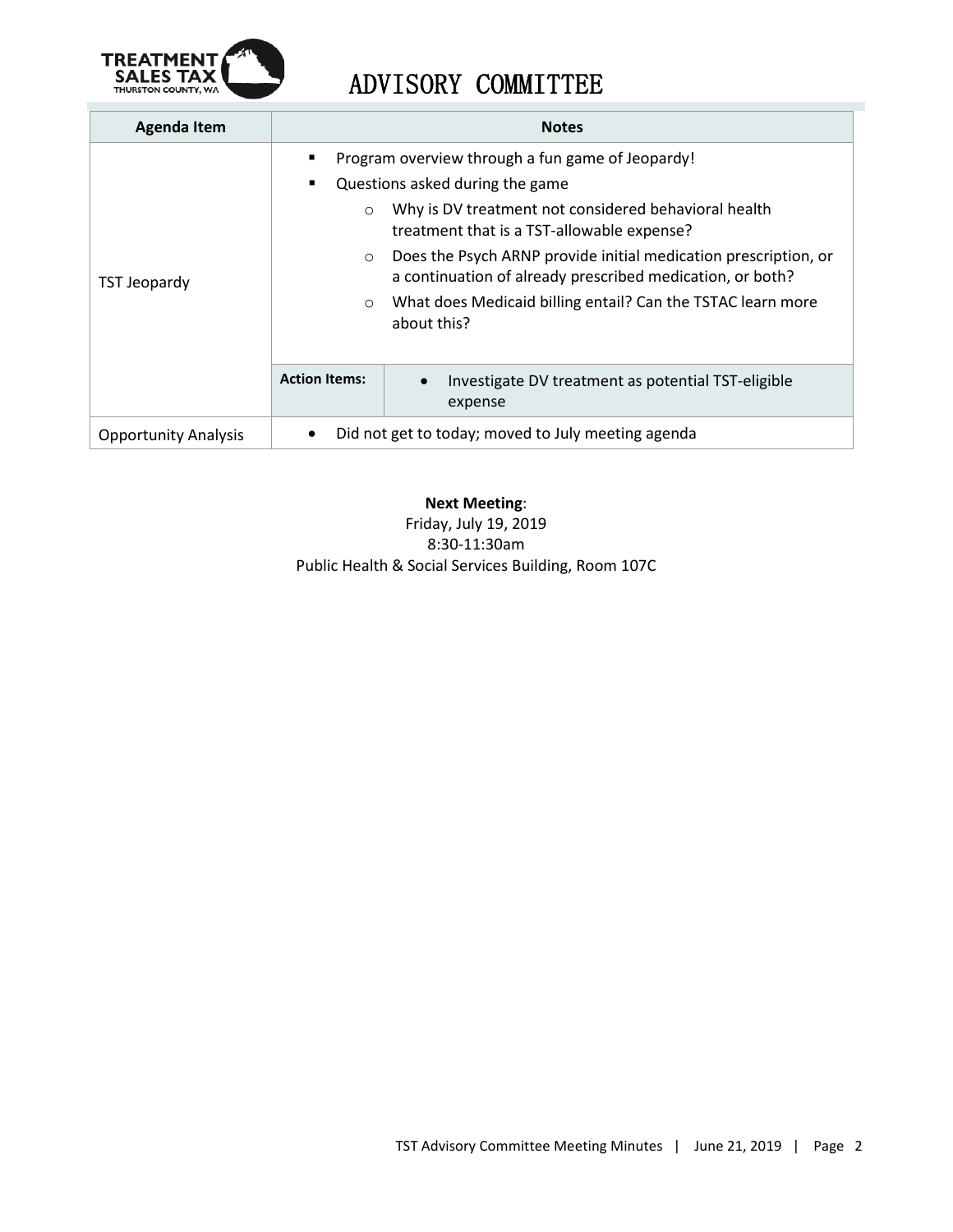| Agenda Item | Notes | |
|---|---|---|
| TST Jeopardy | ▪ Program overview through a fun game of Jeopardy!<br>▪ Questions asked during the game<br>  ○ Why is DV treatment not considered behavioral health treatment that is a TST-allowable expense?<br>  ○ Does the Psych ARNP provide initial medication prescription, or a continuation of already prescribed medication, or both?<br>  ○ What does Medicaid billing entail? Can the TSTAC learn more about this? | |
| | **Action Items:** | • Investigate DV treatment as potential TST-eligible expense |
| Opportunity Analysis | • Did not get to today; moved to July meeting agenda | |

**Next Meeting**:
Friday, July 19, 2019
8:30-11:30am
Public Health & Social Services Building, Room 107C